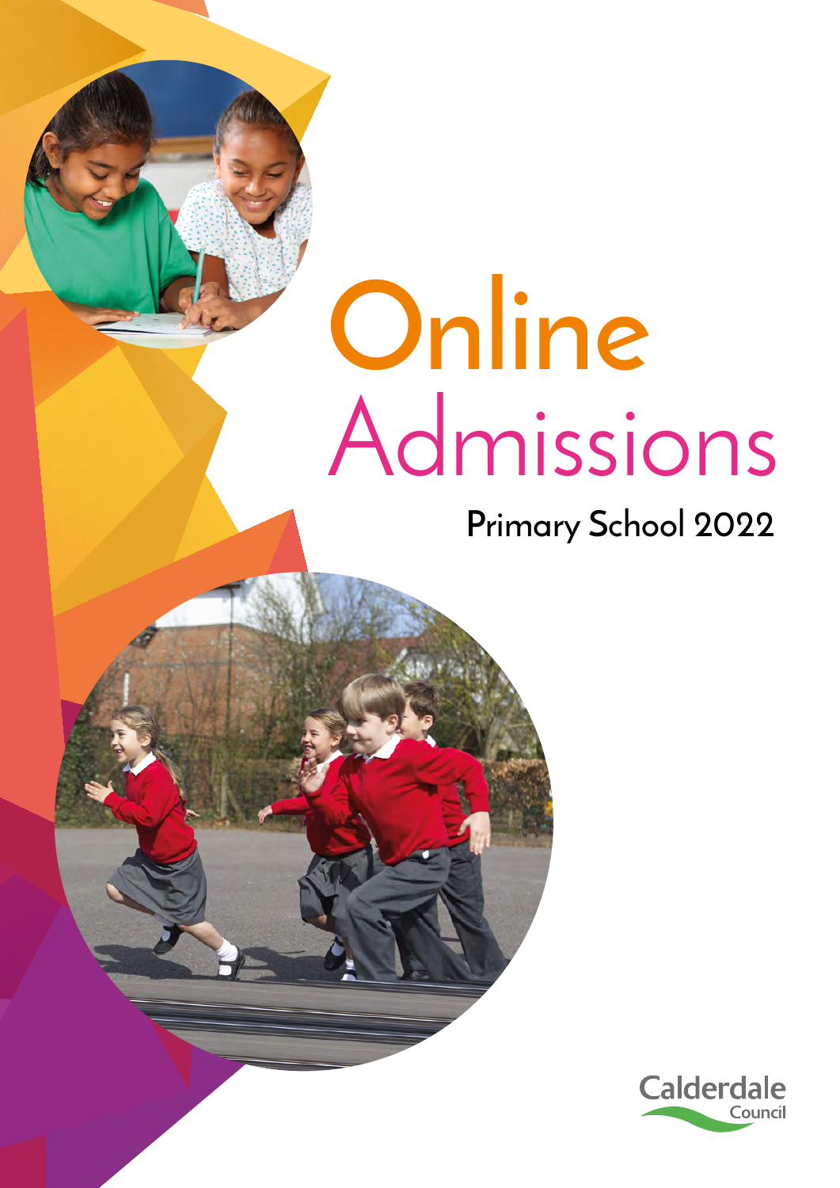# Online Admissions

## Primary School 2022

Calderdale Council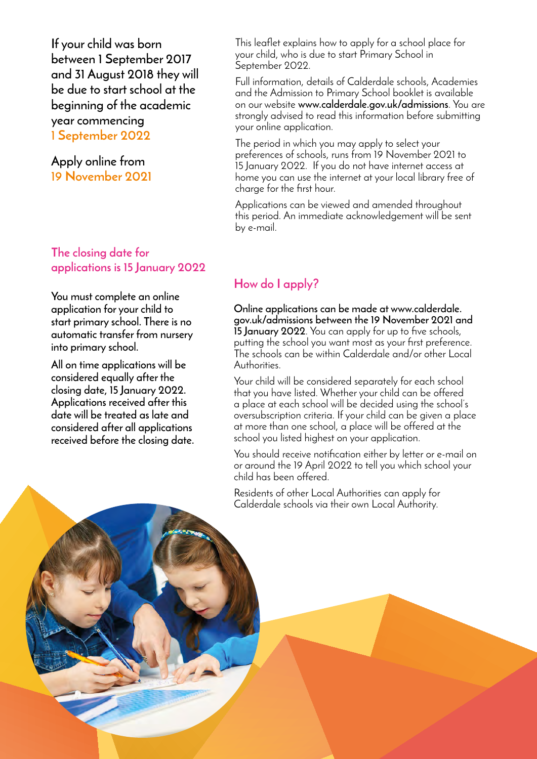**If your child was born between 1 September 2017 and 31 August 2018 they will be due to start school at the beginning of the academic year commencing 1 September 2022**

**Apply online from 19 November 2021**

This leaflet explains how to apply for a school place for your child, who is due to start Primary School in September 2022.

Full information, details of Calderdale schools, Academies and the Admission to Primary School booklet is available on our website **www.calderdale.gov.uk/admissions**. You are strongly advised to read this information before submitting your online application.

The period in which you may apply to select your preferences of schools, runs from 19 November 2021 to 15 January 2022. If you do not have internet access at home you can use the internet at your local library free of charge for the first hour.

Applications can be viewed and amended throughout this period. An immediate acknowledgement will be sent by e-mail.

## The closing date for applications is 15 January 2022

**You must complete an online application for your child to start primary school. There is no automatic transfer from nursery into primary school.**

**All on time applications will be considered equally after the closing date, 15 January 2022. Applications received after this date will be treated as late and considered after all applications received before the closing date.**

## How do I apply?

**Online applications can be made at www.calderdale.gov.uk/admissions between the 19 November 2021 and 15 January 2022**. You can apply for up to five schools, putting the school you want most as your first preference. The schools can be within Calderdale and/or other Local Authorities.

Your child will be considered separately for each school that you have listed. Whether your child can be offered a place at each school will be decided using the school's oversubscription criteria. If your child can be given a place at more than one school, a place will be offered at the school you listed highest on your application.

You should receive notification either by letter or e-mail on or around the 19 April 2022 to tell you which school your child has been offered.

Residents of other Local Authorities can apply for Calderdale schools via their own Local Authority.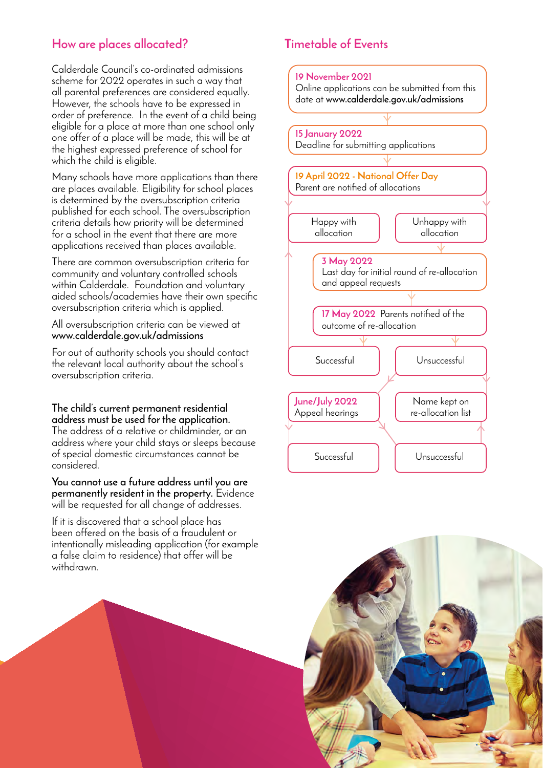## How are places allocated?

Calderdale Council's co-ordinated admissions scheme for 2022 operates in such a way that all parental preferences are considered equally. However, the schools have to be expressed in order of preference. In the event of a child being eligible for a place at more than one school only one offer of a place will be made, this will be at the highest expressed preference of school for which the child is eligible.

Many schools have more applications than there are places available. Eligibility for school places is determined by the oversubscription criteria published for each school. The oversubscription criteria details how priority will be determined for a school in the event that there are more applications received than places available.

There are common oversubscription criteria for community and voluntary controlled schools within Calderdale. Foundation and voluntary aided schools/academies have their own specific oversubscription criteria which is applied.

All oversubscription criteria can be viewed at **www.calderdale.gov.uk/admissions**

For out of authority schools you should contact the relevant local authority about the school's oversubscription criteria.

**The child's current permanent residential address must be used for the application.** The address of a relative or childminder, or an address where your child stays or sleeps because of special domestic circumstances cannot be considered.

**You cannot use a future address until you are permanently resident in the property.** Evidence will be requested for all change of addresses.

If it is discovered that a school place has been offered on the basis of a fraudulent or intentionally misleading application (for example a false claim to residence) that offer will be withdrawn.

## Timetable of Events

**19 November 2021**
Online applications can be submitted from this date at **www.calderdale.gov.uk/admissions**

**15 January 2022**
Deadline for submitting applications

**19 April 2022 - National Offer Day**
Parent are notified of allocations

- Happy with allocation
- Unhappy with allocation

**3 May 2022**
Last day for initial round of re-allocation and appeal requests

**17 May 2022** Parents notified of the outcome of re-allocation

- Successful
- Unsuccessful

**June/July 2022**
Appeal hearings

Name kept on re-allocation list

- Successful
- Unsuccessful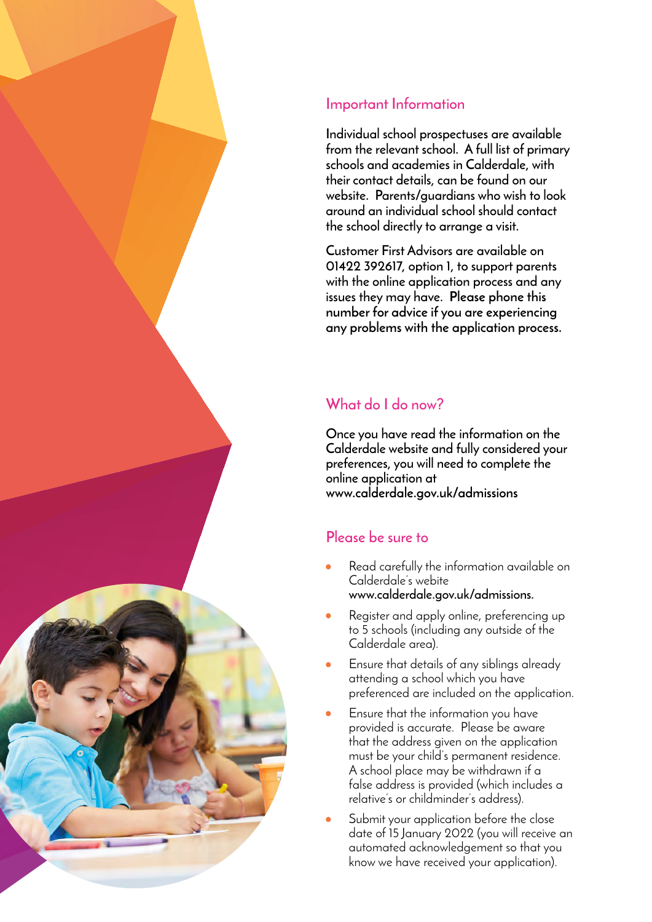## Important Information

**Individual school prospectuses are available from the relevant school. A full list of primary schools and academies in Calderdale, with their contact details, can be found on our website. Parents/guardians who wish to look around an individual school should contact the school directly to arrange a visit.**

**Customer First Advisors are available on 01422 392617, option 1, to support parents with the online application process and any issues they may have. Please phone this number for advice if you are experiencing any problems with the application process.**

## What do I do now?

**Once you have read the information on the Calderdale website and fully considered your preferences, you will need to complete the online application at www.calderdale.gov.uk/admissions**

## Please be sure to

- Read carefully the information available on Calderdale's webite **www.calderdale.gov.uk/admissions.**
- Register and apply online, preferencing up to 5 schools (including any outside of the Calderdale area).
- Ensure that details of any siblings already attending a school which you have preferenced are included on the application.
- Ensure that the information you have provided is accurate. Please be aware that the address given on the application must be your child's permanent residence. A school place may be withdrawn if a false address is provided (which includes a relative's or childminder's address).
- Submit your application before the close date of 15 January 2022 (you will receive an automated acknowledgement so that you know we have received your application).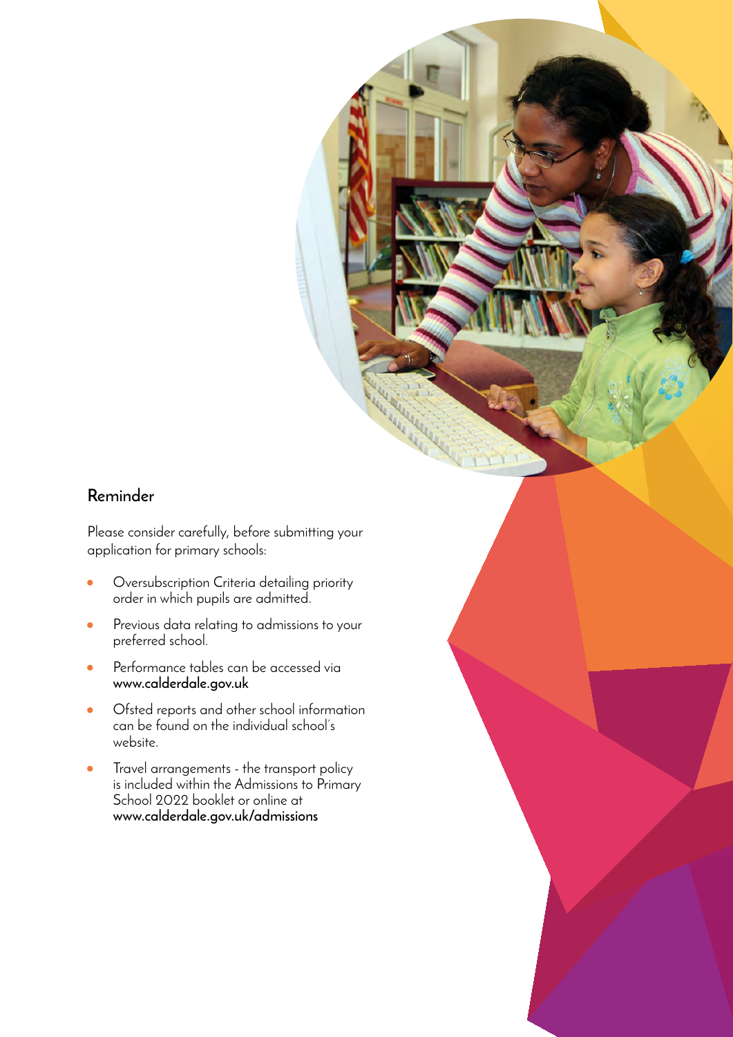## Reminder

Please consider carefully, before submitting your application for primary schools:

- Oversubscription Criteria detailing priority order in which pupils are admitted.
- Previous data relating to admissions to your preferred school.
- Performance tables can be accessed via **www.calderdale.gov.uk**
- Ofsted reports and other school information can be found on the individual school's website.
- Travel arrangements - the transport policy is included within the Admissions to Primary School 2022 booklet or online at **www.calderdale.gov.uk/admissions**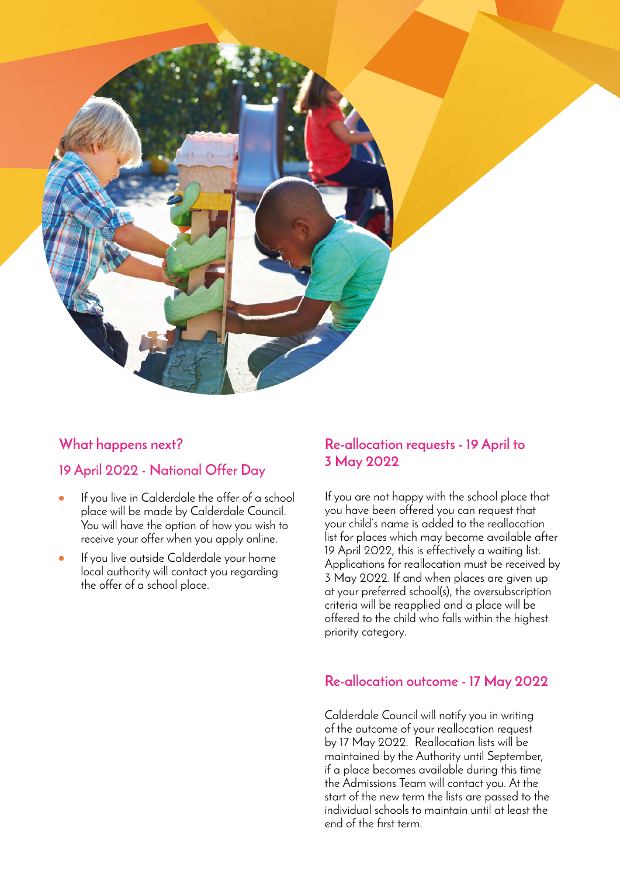## What happens next?

### 19 April 2022 - National Offer Day

- If you live in Calderdale the offer of a school place will be made by Calderdale Council. You will have the option of how you wish to receive your offer when you apply online.
- If you live outside Calderdale your home local authority will contact you regarding the offer of a school place.

### Re-allocation requests - 19 April to 3 May 2022

If you are not happy with the school place that you have been offered you can request that your child's name is added to the reallocation list for places which may become available after 19 April 2022, this is effectively a waiting list. Applications for reallocation must be received by 3 May 2022. If and when places are given up at your preferred school(s), the oversubscription criteria will be reapplied and a place will be offered to the child who falls within the highest priority category.

### Re-allocation outcome - 17 May 2022

Calderdale Council will notify you in writing of the outcome of your reallocation request by 17 May 2022. Reallocation lists will be maintained by the Authority until September, if a place becomes available during this time the Admissions Team will contact you. At the start of the new term the lists are passed to the individual schools to maintain until at least the end of the first term.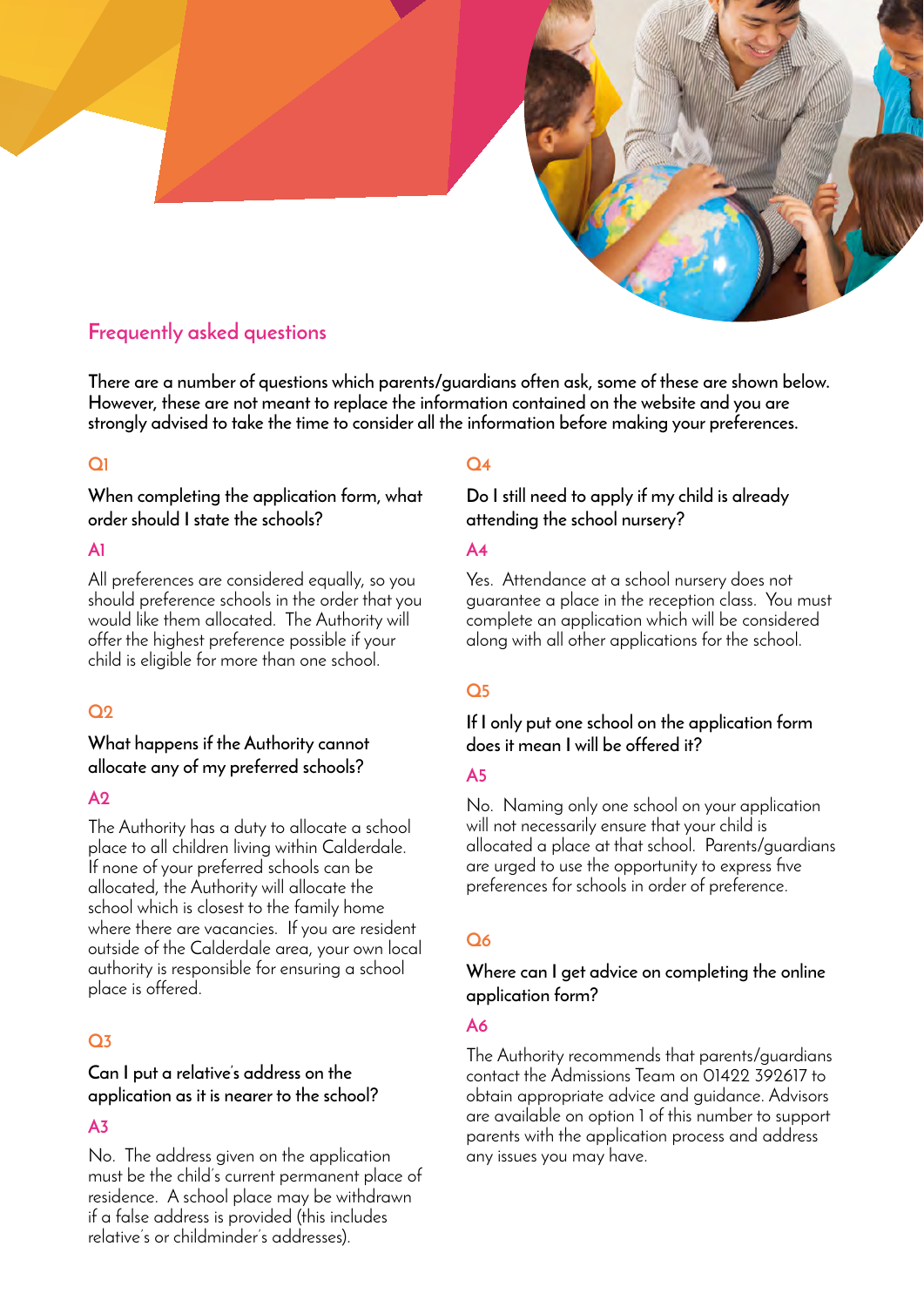## Frequently asked questions

**There are a number of questions which parents/guardians often ask, some of these are shown below. However, these are not meant to replace the information contained on the website and you are strongly advised to take the time to consider all the information before making your preferences.**

### Q1

When completing the application form, what order should I state the schools?

### A1

All preferences are considered equally, so you should preference schools in the order that you would like them allocated. The Authority will offer the highest preference possible if your child is eligible for more than one school.

### Q2

What happens if the Authority cannot allocate any of my preferred schools?

### A2

The Authority has a duty to allocate a school place to all children living within Calderdale. If none of your preferred schools can be allocated, the Authority will allocate the school which is closest to the family home where there are vacancies. If you are resident outside of the Calderdale area, your own local authority is responsible for ensuring a school place is offered.

### Q3

Can I put a relative's address on the application as it is nearer to the school?

### A3

No. The address given on the application must be the child's current permanent place of residence. A school place may be withdrawn if a false address is provided (this includes relative's or childminder's addresses).

### Q4

Do I still need to apply if my child is already attending the school nursery?

### A4

Yes. Attendance at a school nursery does not guarantee a place in the reception class. You must complete an application which will be considered along with all other applications for the school.

### Q5

If I only put one school on the application form does it mean I will be offered it?

### A5

No. Naming only one school on your application will not necessarily ensure that your child is allocated a place at that school. Parents/guardians are urged to use the opportunity to express five preferences for schools in order of preference.

### Q6

Where can I get advice on completing the online application form?

### A6

The Authority recommends that parents/guardians contact the Admissions Team on 01422 392617 to obtain appropriate advice and guidance. Advisors are available on option 1 of this number to support parents with the application process and address any issues you may have.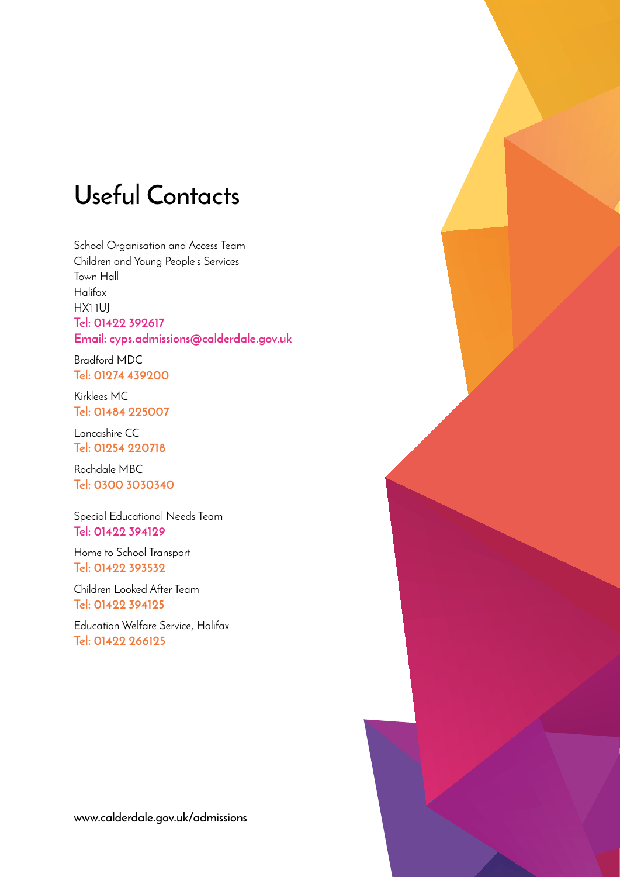# Useful Contacts

School Organisation and Access Team
Children and Young People's Services
Town Hall
Halifax
HX1 1UJ
**Tel: 01422 392617**
**Email: cyps.admissions@calderdale.gov.uk**

Bradford MDC
**Tel: 01274 439200**

Kirklees MC
**Tel: 01484 225007**

Lancashire CC
**Tel: 01254 220718**

Rochdale MBC
**Tel: 0300 3030340**

Special Educational Needs Team
**Tel: 01422 394129**

Home to School Transport
**Tel: 01422 393532**

Children Looked After Team
**Tel: 01422 394125**

Education Welfare Service, Halifax
**Tel: 01422 266125**

www.calderdale.gov.uk/admissions